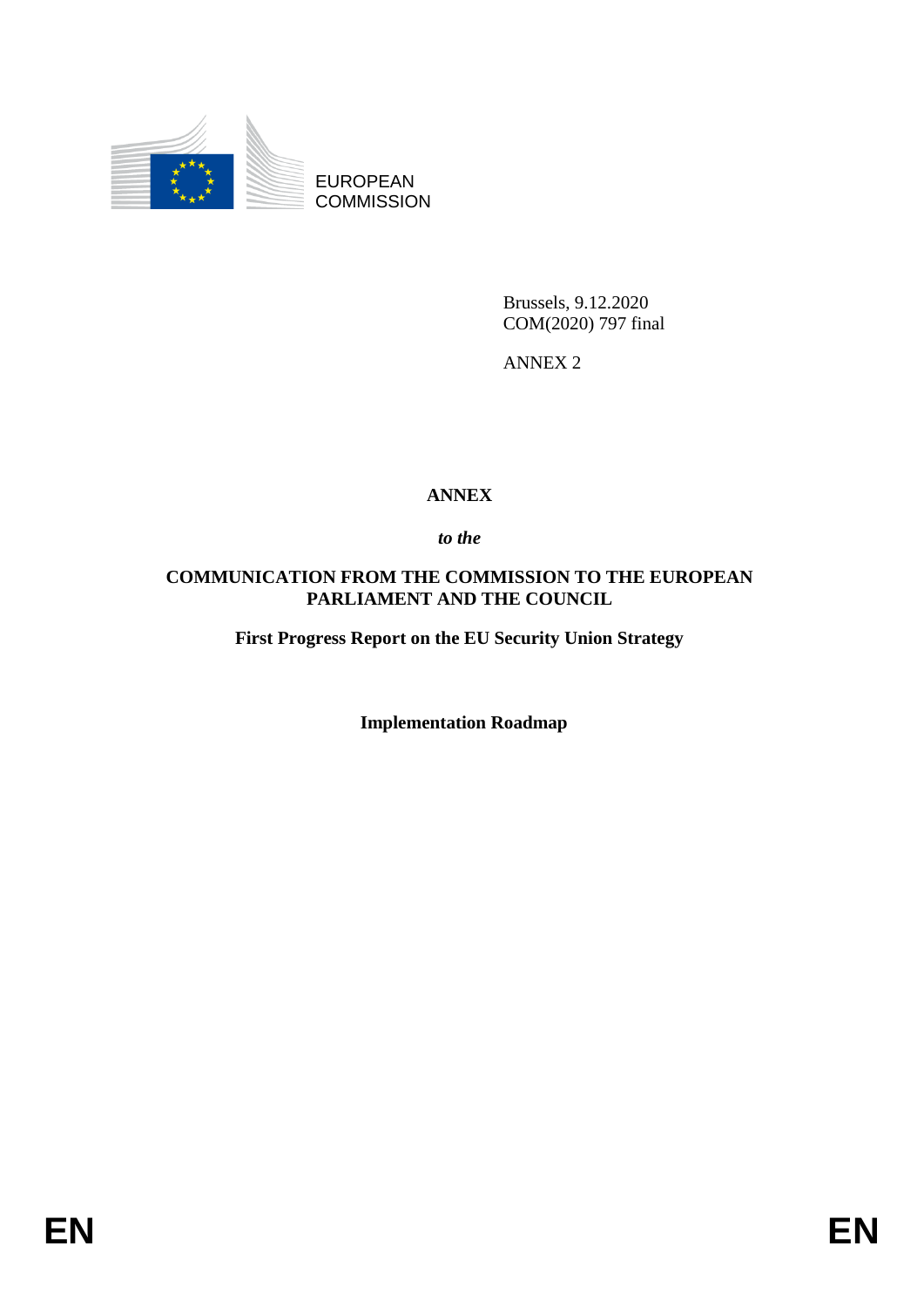EUROPEAN
COMMISSION

Brussels, 9.12.2020
COM(2020) 797 final

ANNEX 2

# ANNEX

***to the***

## COMMUNICATION FROM THE COMMISSION TO THE EUROPEAN PARLIAMENT AND THE COUNCIL

**First Progress Report on the EU Security Union Strategy**

**Implementation Roadmap**

EN EN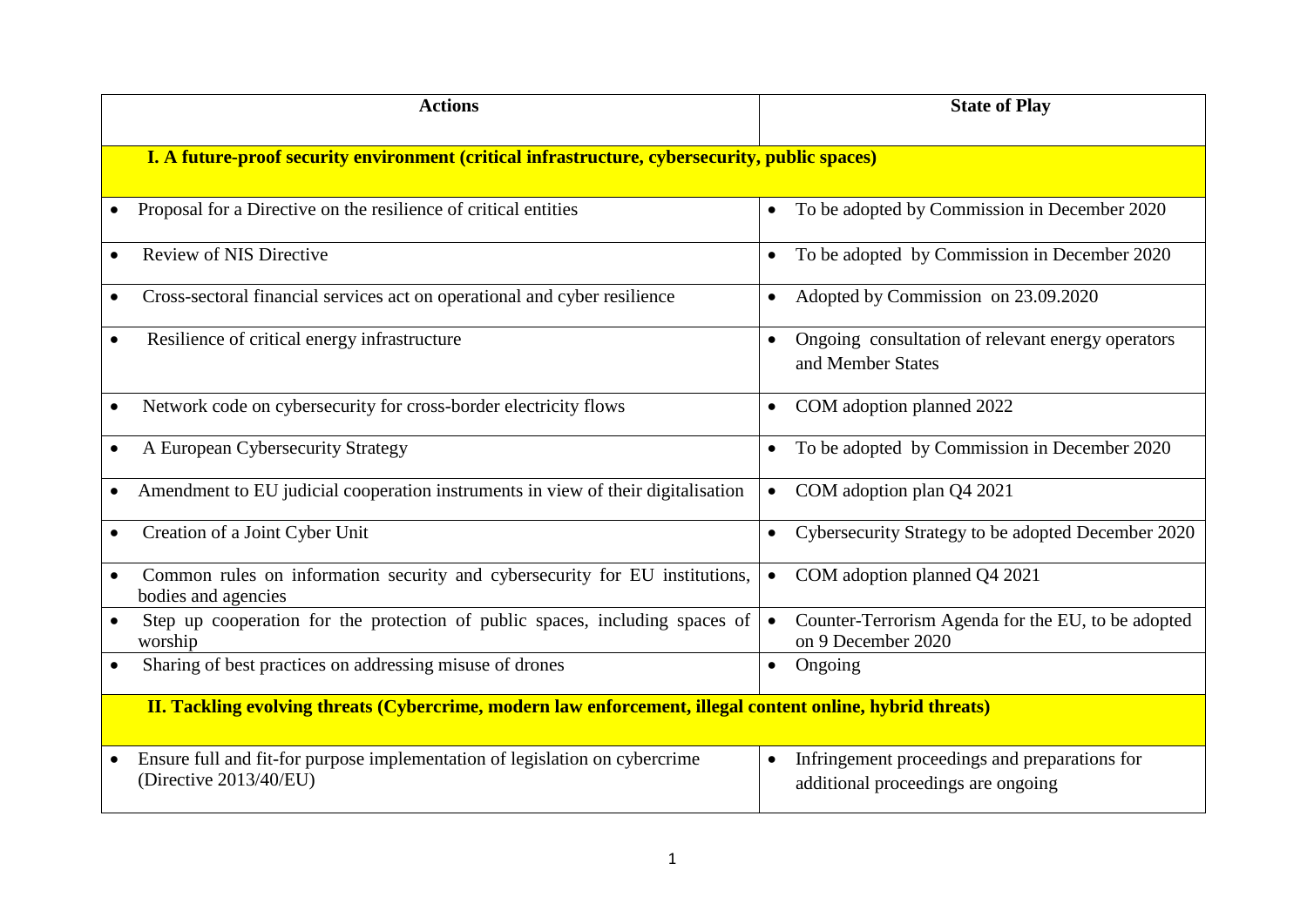| Actions | State of Play |
|---|---|
| **I. A future-proof security environment (critical infrastructure, cybersecurity, public spaces)** | |
| • Proposal for a Directive on the resilience of critical entities | • To be adopted by Commission in December 2020 |
| • Review of NIS Directive | • To be adopted by Commission in December 2020 |
| • Cross-sectoral financial services act on operational and cyber resilience | • Adopted by Commission on 23.09.2020 |
| • Resilience of critical energy infrastructure | • Ongoing consultation of relevant energy operators and Member States |
| • Network code on cybersecurity for cross-border electricity flows | • COM adoption planned 2022 |
| • A European Cybersecurity Strategy | • To be adopted by Commission in December 2020 |
| • Amendment to EU judicial cooperation instruments in view of their digitalisation | • COM adoption plan Q4 2021 |
| • Creation of a Joint Cyber Unit | • Cybersecurity Strategy to be adopted December 2020 |
| • Common rules on information security and cybersecurity for EU institutions, bodies and agencies | • COM adoption planned Q4 2021 |
| • Step up cooperation for the protection of public spaces, including spaces of worship | • Counter-Terrorism Agenda for the EU, to be adopted on 9 December 2020 |
| • Sharing of best practices on addressing misuse of drones | • Ongoing |
| **II. Tackling evolving threats (Cybercrime, modern law enforcement, illegal content online, hybrid threats)** | |
| • Ensure full and fit-for purpose implementation of legislation on cybercrime (Directive 2013/40/EU) | • Infringement proceedings and preparations for additional proceedings are ongoing |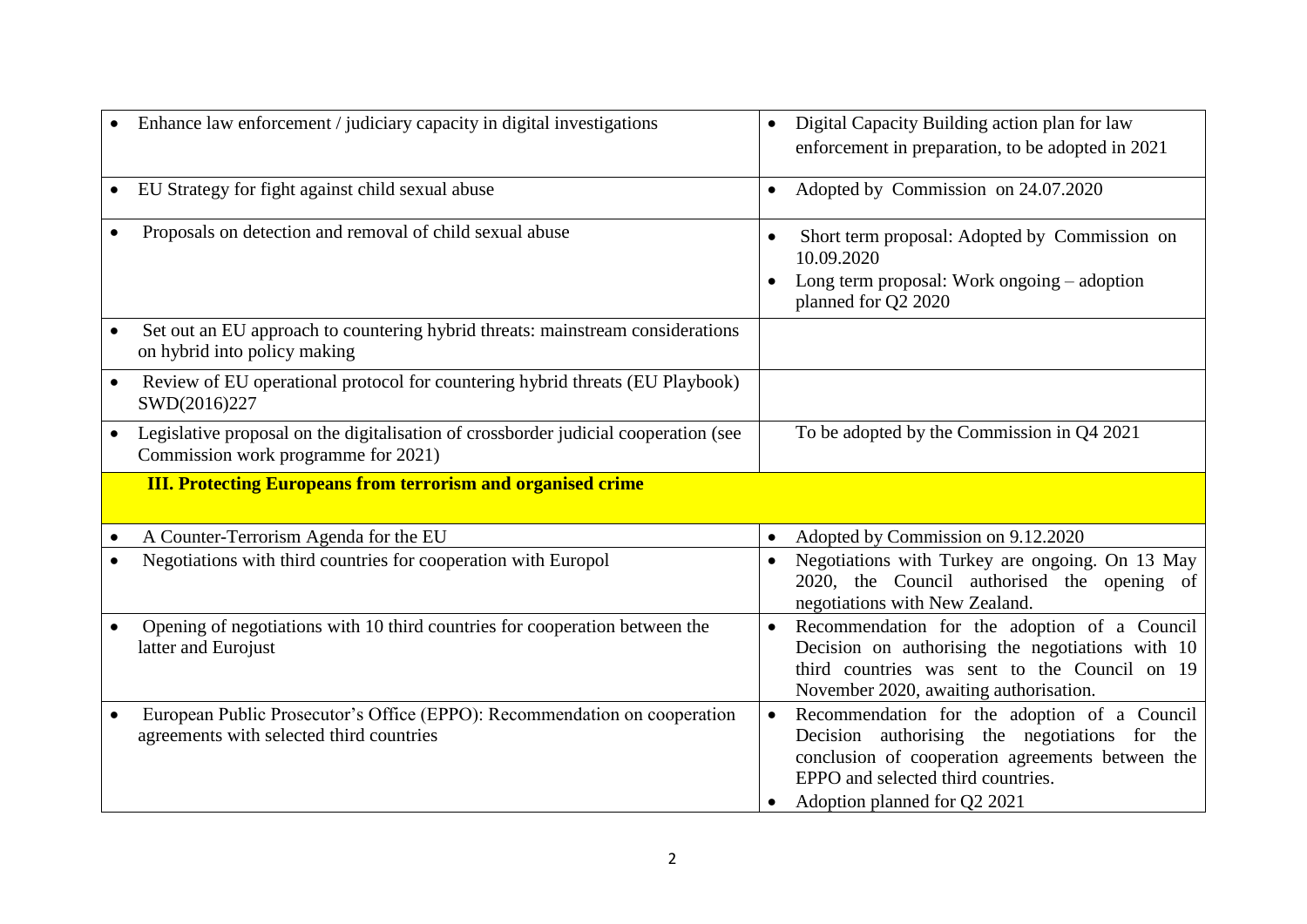| | |
|---|---|
| • Enhance law enforcement / judiciary capacity in digital investigations | • Digital Capacity Building action plan for law enforcement in preparation, to be adopted in 2021 |
| • EU Strategy for fight against child sexual abuse | • Adopted by Commission on 24.07.2020 |
| • Proposals on detection and removal of child sexual abuse | • Short term proposal: Adopted by Commission on 10.09.2020<br>• Long term proposal: Work ongoing – adoption planned for Q2 2020 |
| • Set out an EU approach to countering hybrid threats: mainstream considerations on hybrid into policy making | |
| • Review of EU operational protocol for countering hybrid threats (EU Playbook) SWD(2016)227 | |
| • Legislative proposal on the digitalisation of crossborder judicial cooperation (see Commission work programme for 2021) | To be adopted by the Commission in Q4 2021 |
| **III. Protecting Europeans from terrorism and organised crime** | |
| • A Counter-Terrorism Agenda for the EU | • Adopted by Commission on 9.12.2020 |
| • Negotiations with third countries for cooperation with Europol | • Negotiations with Turkey are ongoing. On 13 May 2020, the Council authorised the opening of negotiations with New Zealand. |
| • Opening of negotiations with 10 third countries for cooperation between the latter and Eurojust | • Recommendation for the adoption of a Council Decision on authorising the negotiations with 10 third countries was sent to the Council on 19 November 2020, awaiting authorisation. |
| • European Public Prosecutor's Office (EPPO): Recommendation on cooperation agreements with selected third countries | • Recommendation for the adoption of a Council Decision authorising the negotiations for the conclusion of cooperation agreements between the EPPO and selected third countries.<br>• Adoption planned for Q2 2021 |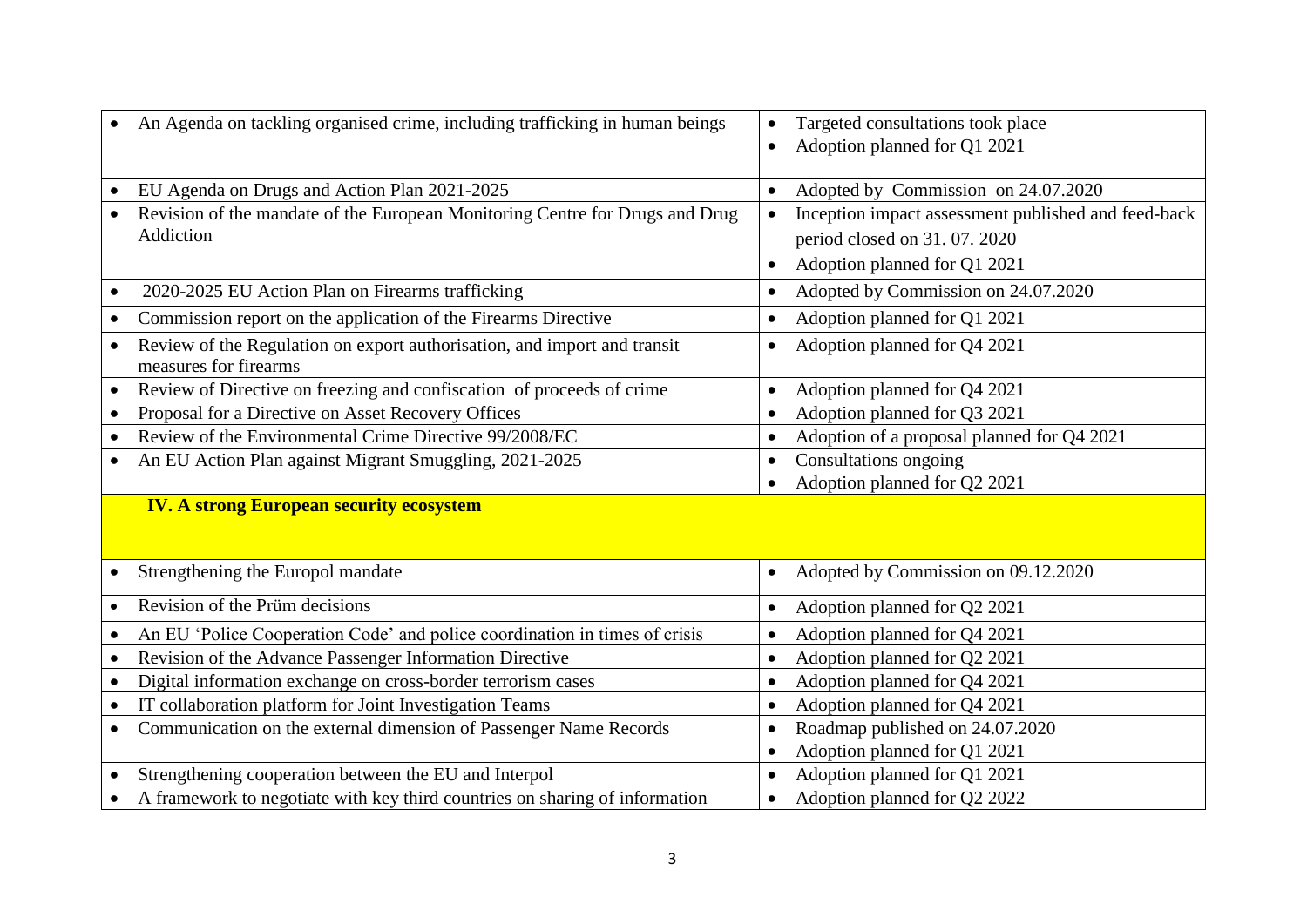| | |
|---|---|
| • An Agenda on tackling organised crime, including trafficking in human beings | • Targeted consultations took place<br>• Adoption planned for Q1 2021 |
| • EU Agenda on Drugs and Action Plan 2021-2025 | • Adopted by Commission on 24.07.2020 |
| • Revision of the mandate of the European Monitoring Centre for Drugs and Drug Addiction | • Inception impact assessment published and feed-back period closed on 31. 07. 2020<br>• Adoption planned for Q1 2021 |
| • 2020-2025 EU Action Plan on Firearms trafficking | • Adopted by Commission on 24.07.2020 |
| • Commission report on the application of the Firearms Directive | • Adoption planned for Q1 2021 |
| • Review of the Regulation on export authorisation, and import and transit measures for firearms | • Adoption planned for Q4 2021 |
| • Review of Directive on freezing and confiscation of proceeds of crime | • Adoption planned for Q4 2021 |
| • Proposal for a Directive on Asset Recovery Offices | • Adoption planned for Q3 2021 |
| • Review of the Environmental Crime Directive 99/2008/EC | • Adoption of a proposal planned for Q4 2021 |
| • An EU Action Plan against Migrant Smuggling, 2021-2025 | • Consultations ongoing<br>• Adoption planned for Q2 2021 |
| **IV. A strong European security ecosystem** | |
| • Strengthening the Europol mandate | • Adopted by Commission on 09.12.2020 |
| • Revision of the Prüm decisions | • Adoption planned for Q2 2021 |
| • An EU 'Police Cooperation Code' and police coordination in times of crisis | • Adoption planned for Q4 2021 |
| • Revision of the Advance Passenger Information Directive | • Adoption planned for Q2 2021 |
| • Digital information exchange on cross-border terrorism cases | • Adoption planned for Q4 2021 |
| • IT collaboration platform for Joint Investigation Teams | • Adoption planned for Q4 2021 |
| • Communication on the external dimension of Passenger Name Records | • Roadmap published on 24.07.2020<br>• Adoption planned for Q1 2021 |
| • Strengthening cooperation between the EU and Interpol | • Adoption planned for Q1 2021 |
| • A framework to negotiate with key third countries on sharing of information | • Adoption planned for Q2 2022 |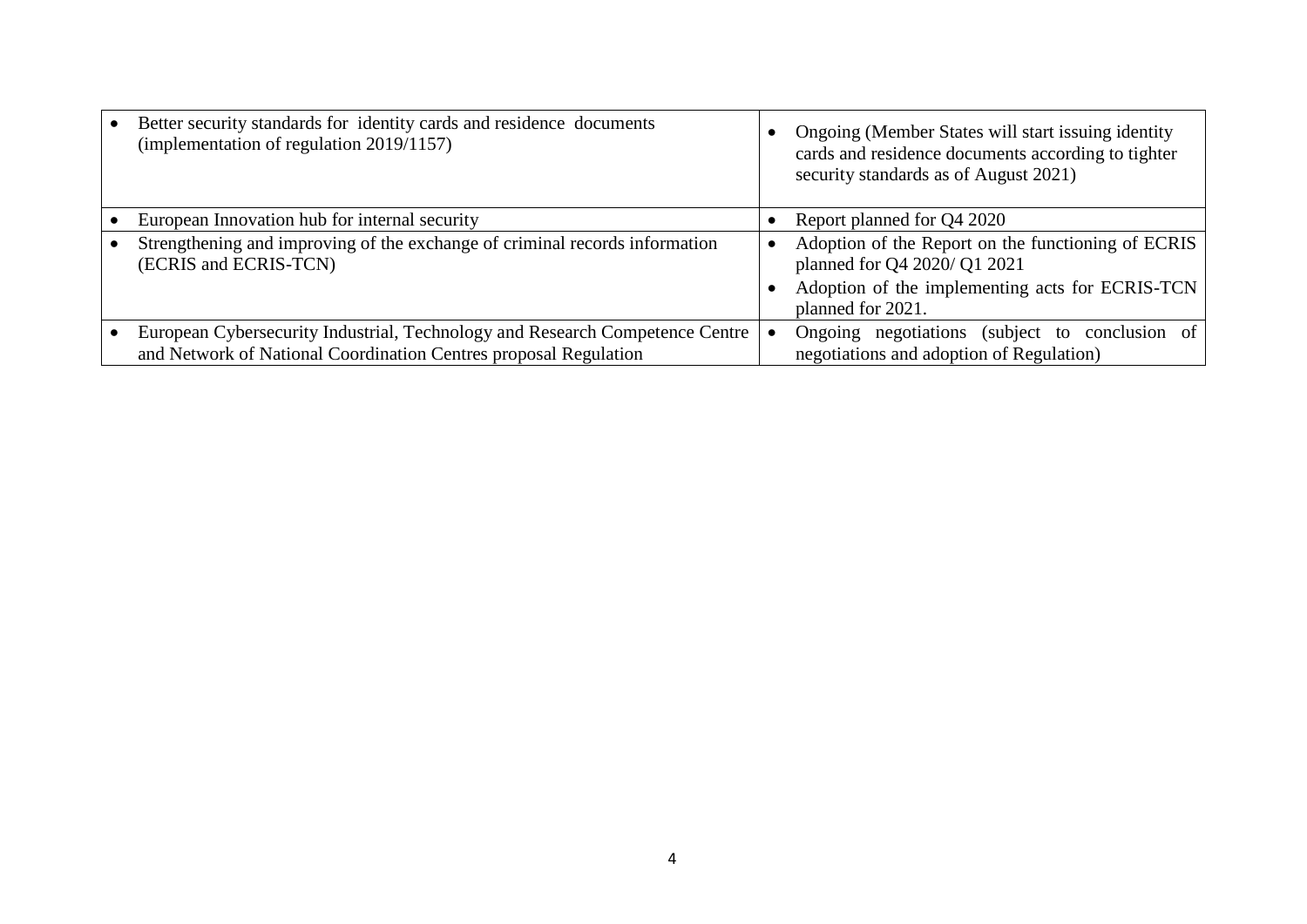| | |
|---|---|
| • Better security standards for identity cards and residence documents (implementation of regulation 2019/1157) | • Ongoing (Member States will start issuing identity cards and residence documents according to tighter security standards as of August 2021) |
| • European Innovation hub for internal security | • Report planned for Q4 2020 |
| • Strengthening and improving of the exchange of criminal records information (ECRIS and ECRIS-TCN) | • Adoption of the Report on the functioning of ECRIS planned for Q4 2020/ Q1 2021<br>• Adoption of the implementing acts for ECRIS-TCN planned for 2021. |
| • European Cybersecurity Industrial, Technology and Research Competence Centre and Network of National Coordination Centres proposal Regulation | • Ongoing negotiations (subject to conclusion of negotiations and adoption of Regulation) |